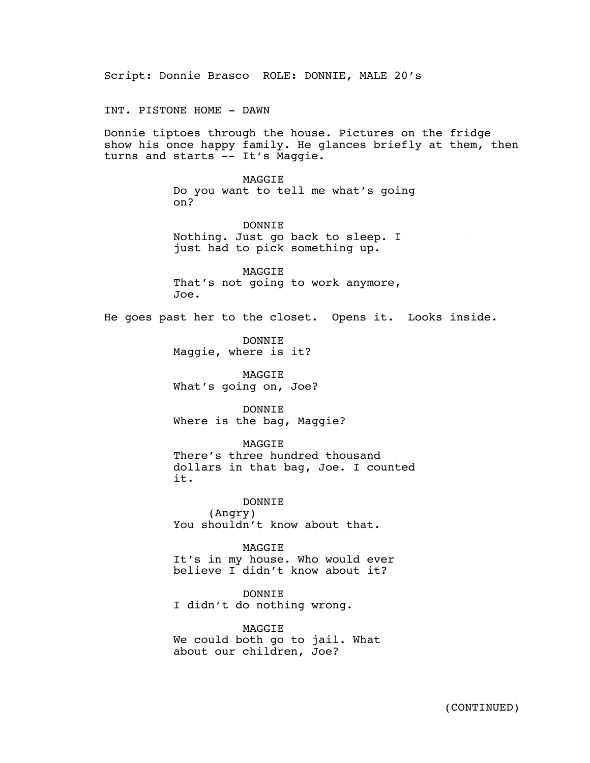Script: Donnie Brasco ROLE: DONNIE, MALE 20's

INT. PISTONE HOME - DAWN

Donnie tiptoes through the house. Pictures on the fridge show his once happy family. He glances briefly at them, then turns and starts -- It's Maggie.

MAGGIE
Do you want to tell me what's going on?

DONNIE
Nothing. Just go back to sleep. I just had to pick something up.

MAGGIE
That's not going to work anymore, Joe.

He goes past her to the closet. Opens it. Looks inside.

DONNIE
Maggie, where is it?

MAGGIE
What's going on, Joe?

DONNIE
Where is the bag, Maggie?

MAGGIE
There's three hundred thousand dollars in that bag, Joe. I counted it.

DONNIE
(Angry)
You shouldn't know about that.

MAGGIE
It's in my house. Who would ever believe I didn't know about it?

DONNIE
I didn't do nothing wrong.

MAGGIE
We could both go to jail. What about our children, Joe?

(CONTINUED)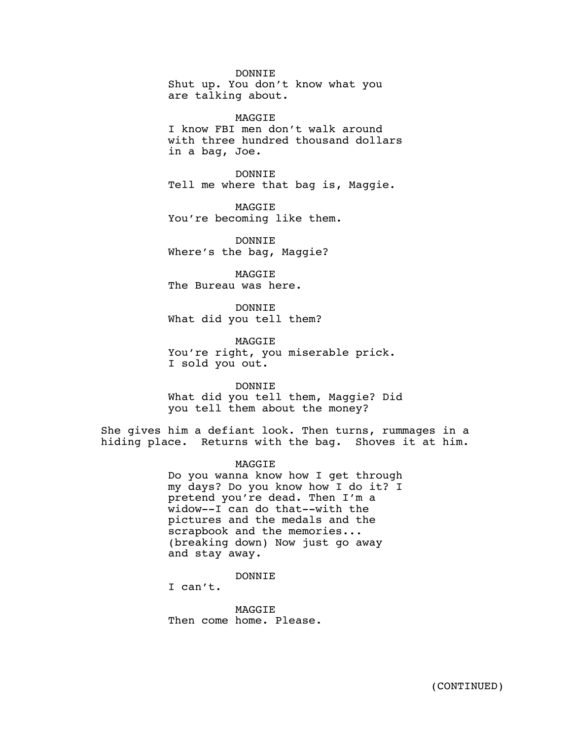DONNIE

Shut up. You don't know what you are talking about.

MAGGIE

I know FBI men don't walk around with three hundred thousand dollars in a bag, Joe.

DONNIE

Tell me where that bag is, Maggie.

MAGGIE

You're becoming like them.

DONNIE

Where's the bag, Maggie?

MAGGIE

The Bureau was here.

DONNIE

What did you tell them?

MAGGIE

You're right, you miserable prick. I sold you out.

DONNIE

What did you tell them, Maggie? Did you tell them about the money?

She gives him a defiant look. Then turns, rummages in a hiding place. Returns with the bag. Shoves it at him.

MAGGIE

Do you wanna know how I get through my days? Do you know how I do it? I pretend you're dead. Then I'm a widow--I can do that--with the pictures and the medals and the scrapbook and the memories... (breaking down) Now just go away and stay away.

DONNIE

I can't.

MAGGIE

Then come home. Please.

(CONTINUED)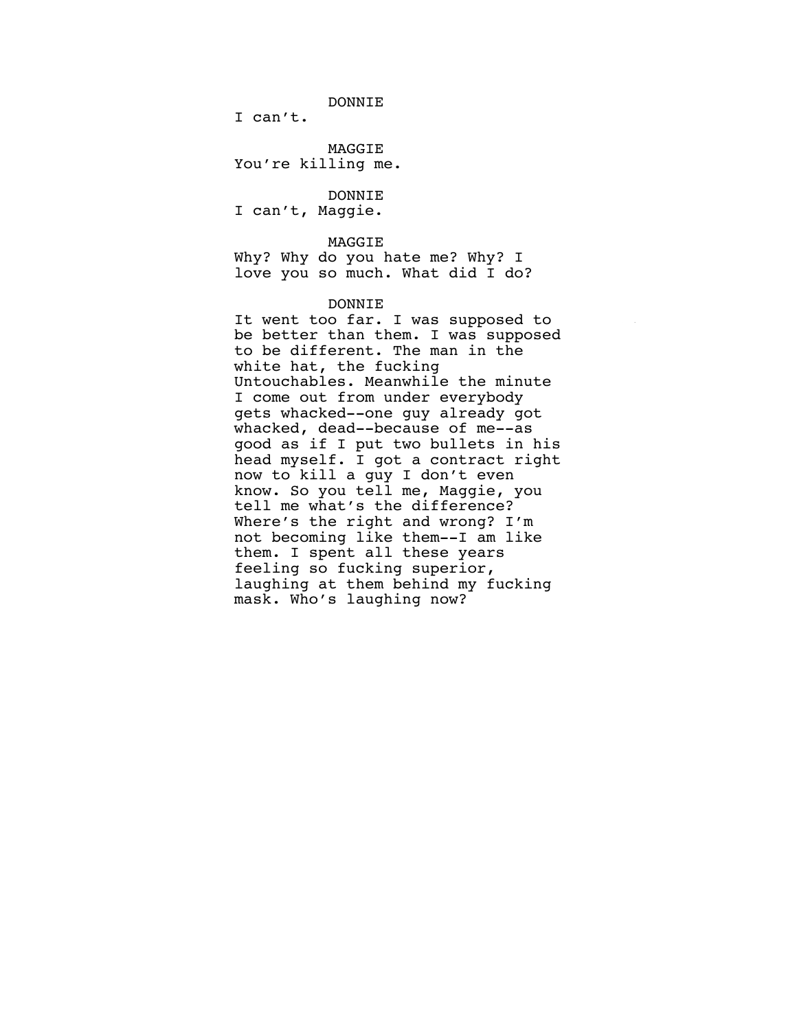DONNIE

I can't.

MAGGIE

You're killing me.

DONNIE

I can't, Maggie.

MAGGIE

Why? Why do you hate me? Why? I love you so much. What did I do?

DONNIE

It went too far. I was supposed to be better than them. I was supposed to be different. The man in the white hat, the fucking Untouchables. Meanwhile the minute I come out from under everybody gets whacked--one guy already got whacked, dead--because of me--as good as if I put two bullets in his head myself. I got a contract right now to kill a guy I don't even know. So you tell me, Maggie, you tell me what's the difference? Where's the right and wrong? I'm not becoming like them--I am like them. I spent all these years feeling so fucking superior, laughing at them behind my fucking mask. Who's laughing now?